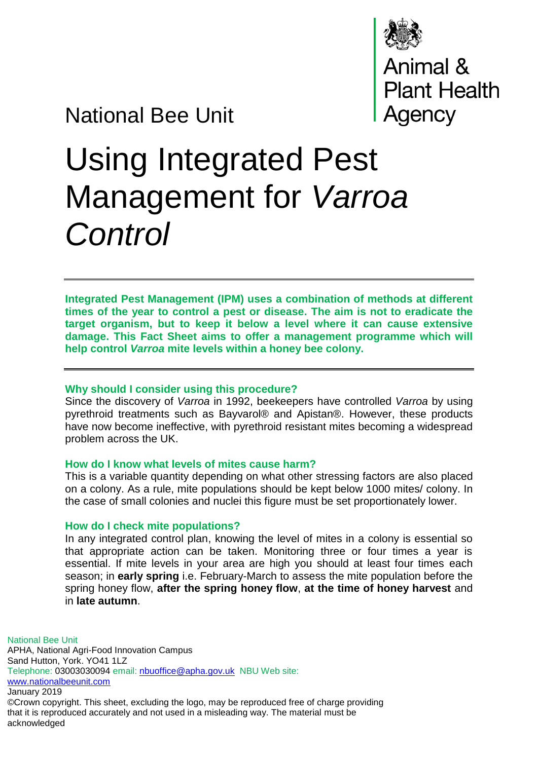National Bee Unit

Animal & Plant Health Agency

# Using Integrated Pest Management for *Varroa Control*

**Integrated Pest Management (IPM) uses a combination of methods at different times of the year to control a pest or disease. The aim is not to eradicate the target organism, but to keep it below a level where it can cause extensive damage. This Fact Sheet aims to offer a management programme which will help control *Varroa* mite levels within a honey bee colony.**

### Why should I consider using this procedure?

Since the discovery of *Varroa* in 1992, beekeepers have controlled *Varroa* by using pyrethroid treatments such as Bayvarol® and Apistan®. However, these products have now become ineffective, with pyrethroid resistant mites becoming a widespread problem across the UK.

### How do I know what levels of mites cause harm?

This is a variable quantity depending on what other stressing factors are also placed on a colony. As a rule, mite populations should be kept below 1000 mites/ colony. In the case of small colonies and nuclei this figure must be set proportionately lower.

### How do I check mite populations?

In any integrated control plan, knowing the level of mites in a colony is essential so that appropriate action can be taken. Monitoring three or four times a year is essential. If mite levels in your area are high you should at least four times each season; in **early spring** i.e. February-March to assess the mite population before the spring honey flow, **after the spring honey flow**, **at the time of honey harvest** and in **late autumn**.

National Bee Unit
APHA, National Agri-Food Innovation Campus
Sand Hutton, York. YO41 1LZ
Telephone: 03003030094 email: nbuoffice@apha.gov.uk NBU Web site: www.nationalbeeunit.com
January 2019
©Crown copyright. This sheet, excluding the logo, may be reproduced free of charge providing that it is reproduced accurately and not used in a misleading way. The material must be acknowledged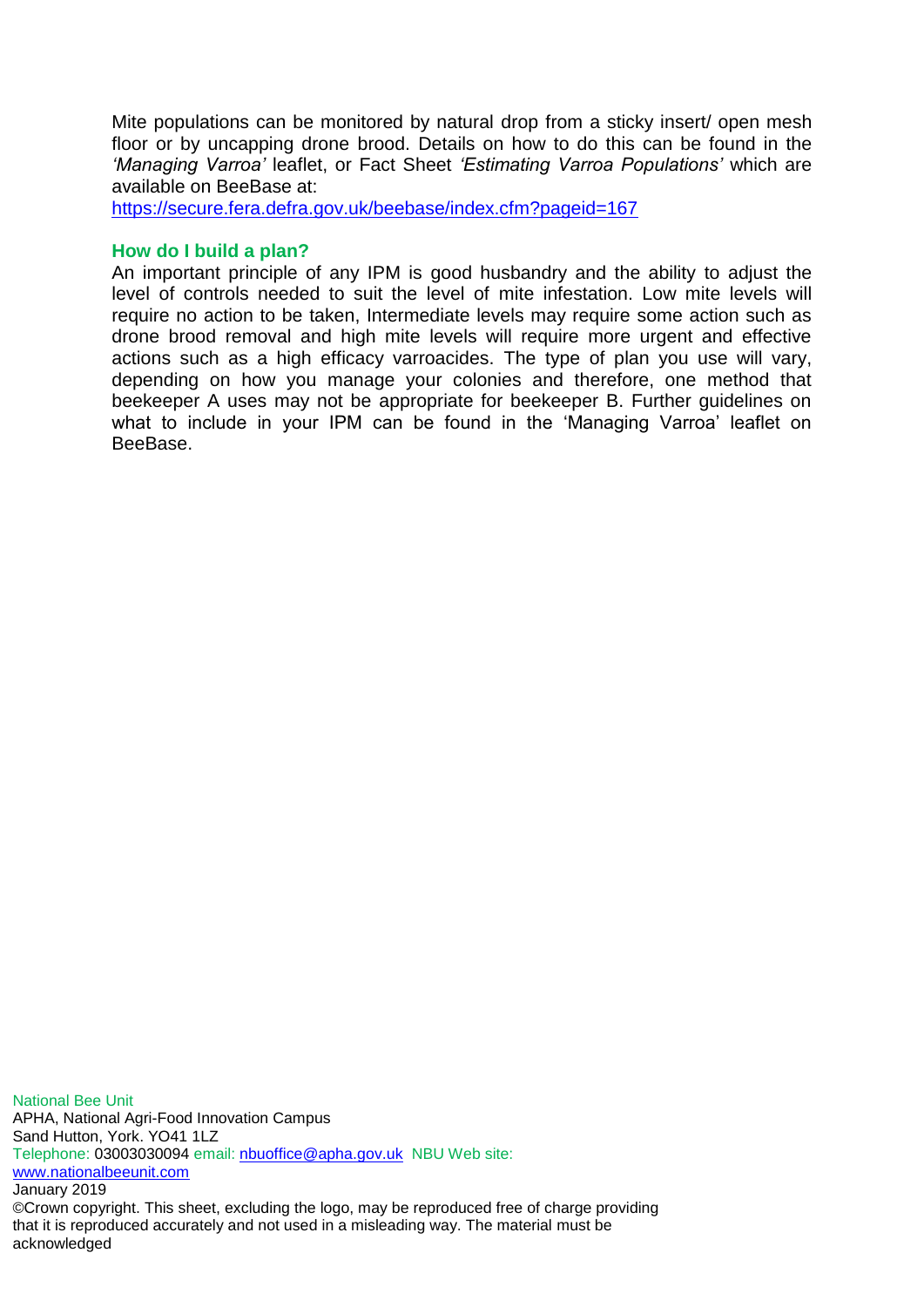Mite populations can be monitored by natural drop from a sticky insert/ open mesh floor or by uncapping drone brood. Details on how to do this can be found in the *'Managing Varroa'* leaflet, or Fact Sheet *'Estimating Varroa Populations'* which are available on BeeBase at:
https://secure.fera.defra.gov.uk/beebase/index.cfm?pageid=167

## How do I build a plan?

An important principle of any IPM is good husbandry and the ability to adjust the level of controls needed to suit the level of mite infestation. Low mite levels will require no action to be taken, Intermediate levels may require some action such as drone brood removal and high mite levels will require more urgent and effective actions such as a high efficacy varroacides. The type of plan you use will vary, depending on how you manage your colonies and therefore, one method that beekeeper A uses may not be appropriate for beekeeper B. Further guidelines on what to include in your IPM can be found in the 'Managing Varroa' leaflet on BeeBase.

National Bee Unit
APHA, National Agri-Food Innovation Campus
Sand Hutton, York. YO41 1LZ
Telephone: 03003030094 email: nbuoffice@apha.gov.uk NBU Web site: www.nationalbeeunit.com
January 2019
©Crown copyright. This sheet, excluding the logo, may be reproduced free of charge providing that it is reproduced accurately and not used in a misleading way. The material must be acknowledged